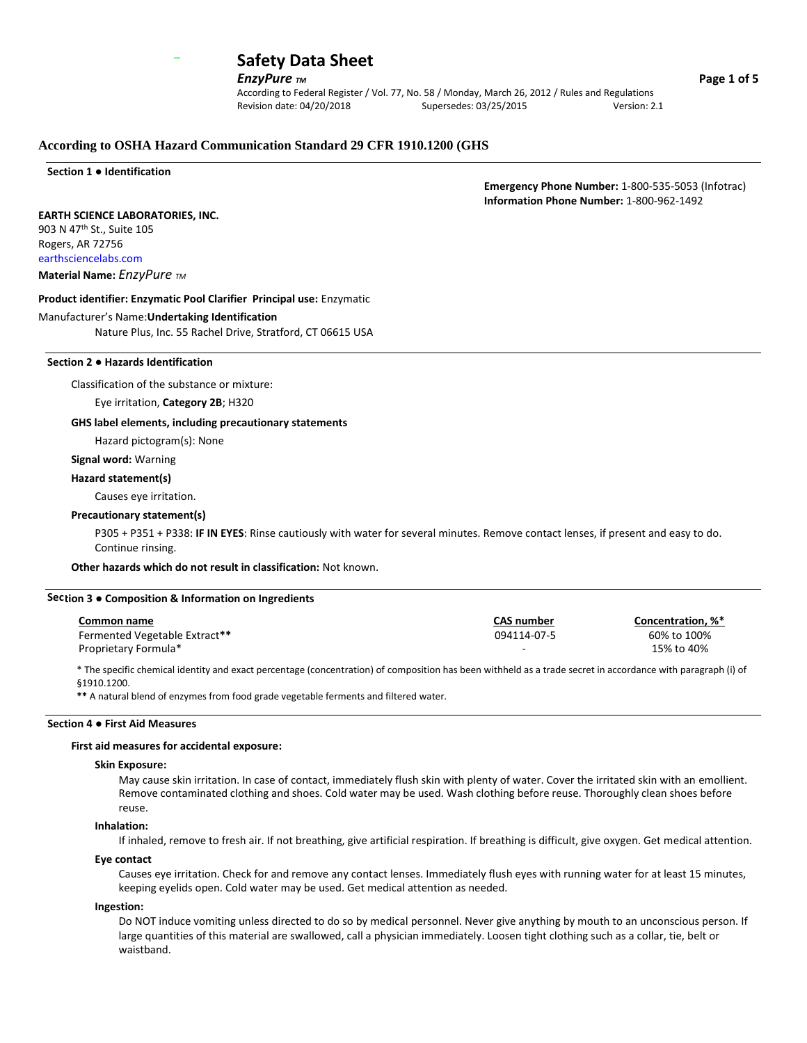# Safety Data Sheet

***EnzyPure*** *TM*

According to Federal Register / Vol. 77, No. 58 / Monday, March 26, 2012 / Rules and Regulations
Revision date: 04/20/2018 Supersedes: 03/25/2015 Version: 2.1

## According to OSHA Hazard Communication Standard 29 CFR 1910.1200 (GHS

### Section 1 ● Identification

**Emergency Phone Number:** 1-800-535-5053 (Infotrac)
**Information Phone Number:** 1-800-962-1492

**EARTH SCIENCE LABORATORIES, INC.**
903 N 47th St., Suite 105
Rogers, AR 72756
earthsciencelabs.com

**Material Name:** *EnzyPure TM*

**Product identifier: Enzymatic Pool Clarifier Principal use:** Enzymatic

Manufacturer's Name:**Undertaking Identification**

Nature Plus, Inc. 55 Rachel Drive, Stratford, CT 06615 USA

### Section 2 ● Hazards Identification

Classification of the substance or mixture:

Eye irritation, **Category 2B**; H320

**GHS label elements, including precautionary statements**

Hazard pictogram(s): None

**Signal word:** Warning

**Hazard statement(s)**

Causes eye irritation.

**Precautionary statement(s)**

P305 + P351 + P338: **IF IN EYES**: Rinse cautiously with water for several minutes. Remove contact lenses, if present and easy to do. Continue rinsing.

**Other hazards which do not result in classification:** Not known.

### Section 3 ● Composition & Information on Ingredients

| Common name | CAS number | Concentration, %* |
|---|---|---|
| Fermented Vegetable Extract** | 094114-07-5 | 60% to 100% |
| Proprietary Formula* | - | 15% to 40% |

* The specific chemical identity and exact percentage (concentration) of composition has been withheld as a trade secret in accordance with paragraph (i) of §1910.1200.

** A natural blend of enzymes from food grade vegetable ferments and filtered water.

### Section 4 ● First Aid Measures

**First aid measures for accidental exposure:**

**Skin Exposure:**

May cause skin irritation. In case of contact, immediately flush skin with plenty of water. Cover the irritated skin with an emollient. Remove contaminated clothing and shoes. Cold water may be used. Wash clothing before reuse. Thoroughly clean shoes before reuse.

**Inhalation:**

If inhaled, remove to fresh air. If not breathing, give artificial respiration. If breathing is difficult, give oxygen. Get medical attention.

**Eye contact**

Causes eye irritation. Check for and remove any contact lenses. Immediately flush eyes with running water for at least 15 minutes, keeping eyelids open. Cold water may be used. Get medical attention as needed.

**Ingestion:**

Do NOT induce vomiting unless directed to do so by medical personnel. Never give anything by mouth to an unconscious person. If large quantities of this material are swallowed, call a physician immediately. Loosen tight clothing such as a collar, tie, belt or waistband.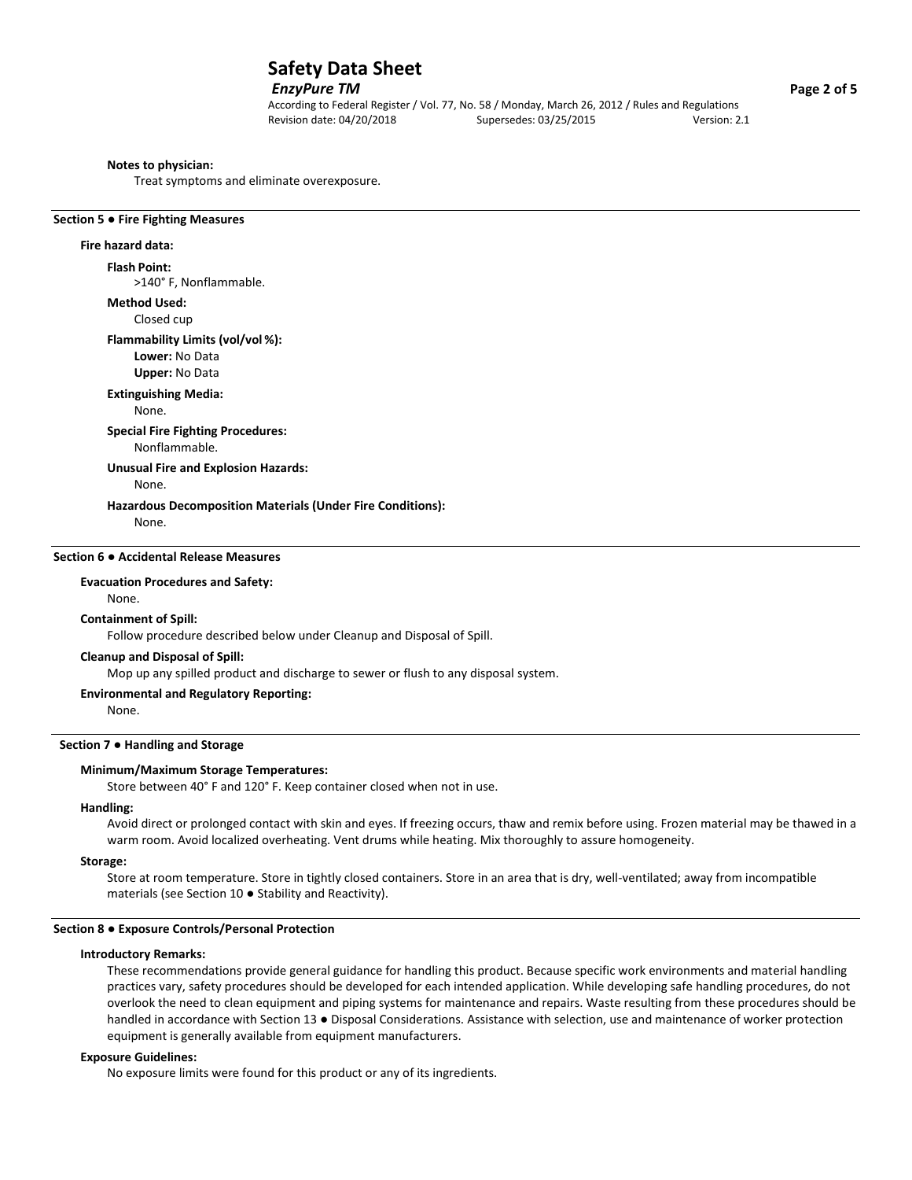**Notes to physician:**

Treat symptoms and eliminate overexposure.

## Section 5 ● Fire Fighting Measures

**Fire hazard data:**

**Flash Point:**
>140° F, Nonflammable.

**Method Used:**
Closed cup

**Flammability Limits (vol/vol %):**
**Lower:** No Data
**Upper:** No Data

**Extinguishing Media:**
None.

**Special Fire Fighting Procedures:**
Nonflammable.

**Unusual Fire and Explosion Hazards:**
None.

**Hazardous Decomposition Materials (Under Fire Conditions):**
None.

## Section 6 ● Accidental Release Measures

**Evacuation Procedures and Safety:**
None.

**Containment of Spill:**
Follow procedure described below under Cleanup and Disposal of Spill.

**Cleanup and Disposal of Spill:**
Mop up any spilled product and discharge to sewer or flush to any disposal system.

**Environmental and Regulatory Reporting:**
None.

## Section 7 ● Handling and Storage

**Minimum/Maximum Storage Temperatures:**
Store between 40° F and 120° F. Keep container closed when not in use.

**Handling:**
Avoid direct or prolonged contact with skin and eyes. If freezing occurs, thaw and remix before using. Frozen material may be thawed in a warm room. Avoid localized overheating. Vent drums while heating. Mix thoroughly to assure homogeneity.

**Storage:**
Store at room temperature. Store in tightly closed containers. Store in an area that is dry, well-ventilated; away from incompatible materials (see Section 10 ● Stability and Reactivity).

## Section 8 ● Exposure Controls/Personal Protection

**Introductory Remarks:**
These recommendations provide general guidance for handling this product. Because specific work environments and material handling practices vary, safety procedures should be developed for each intended application. While developing safe handling procedures, do not overlook the need to clean equipment and piping systems for maintenance and repairs. Waste resulting from these procedures should be handled in accordance with Section 13 ● Disposal Considerations. Assistance with selection, use and maintenance of worker protection equipment is generally available from equipment manufacturers.

**Exposure Guidelines:**
No exposure limits were found for this product or any of its ingredients.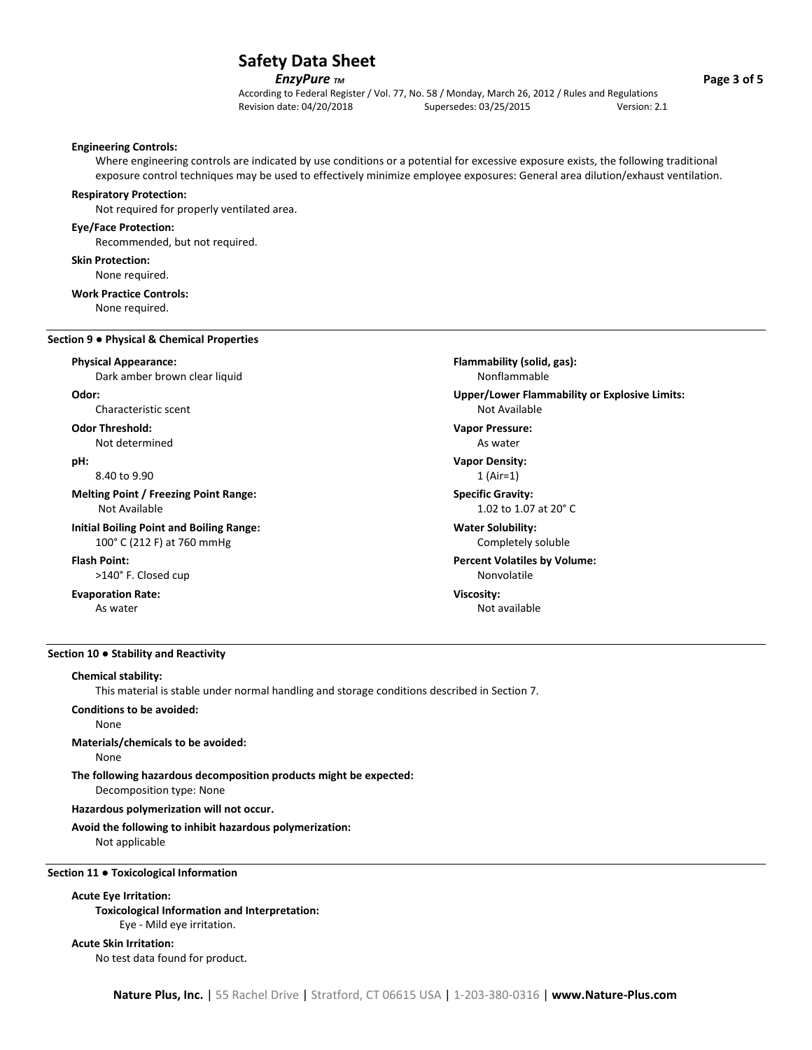**Engineering Controls:**

Where engineering controls are indicated by use conditions or a potential for excessive exposure exists, the following traditional exposure control techniques may be used to effectively minimize employee exposures: General area dilution/exhaust ventilation.

**Respiratory Protection:**

Not required for properly ventilated area.

**Eye/Face Protection:**

Recommended, but not required.

**Skin Protection:**

None required.

**Work Practice Controls:**

None required.

## Section 9 ● Physical & Chemical Properties

**Physical Appearance:**
Dark amber brown clear liquid

**Odor:**
Characteristic scent

**Odor Threshold:**
Not determined

**pH:**
8.40 to 9.90

**Melting Point / Freezing Point Range:**
Not Available

**Initial Boiling Point and Boiling Range:**
100° C (212 F) at 760 mmHg

**Flash Point:**
>140° F. Closed cup

**Evaporation Rate:**
As water

**Flammability (solid, gas):**
Nonflammable

**Upper/Lower Flammability or Explosive Limits:**
Not Available

**Vapor Pressure:**
As water

**Vapor Density:**
1 (Air=1)

**Specific Gravity:**
1.02 to 1.07 at 20° C

**Water Solubility:**
Completely soluble

**Percent Volatiles by Volume:**
Nonvolatile

**Viscosity:**
Not available

## Section 10 ● Stability and Reactivity

**Chemical stability:**

This material is stable under normal handling and storage conditions described in Section 7.

**Conditions to be avoided:**

None

**Materials/chemicals to be avoided:**

None

**The following hazardous decomposition products might be expected:**

Decomposition type: None

**Hazardous polymerization will not occur.**

**Avoid the following to inhibit hazardous polymerization:**

Not applicable

## Section 11 ● Toxicological Information

**Acute Eye Irritation:**

**Toxicological Information and Interpretation:**

Eye - Mild eye irritation.

**Acute Skin Irritation:**

No test data found for product.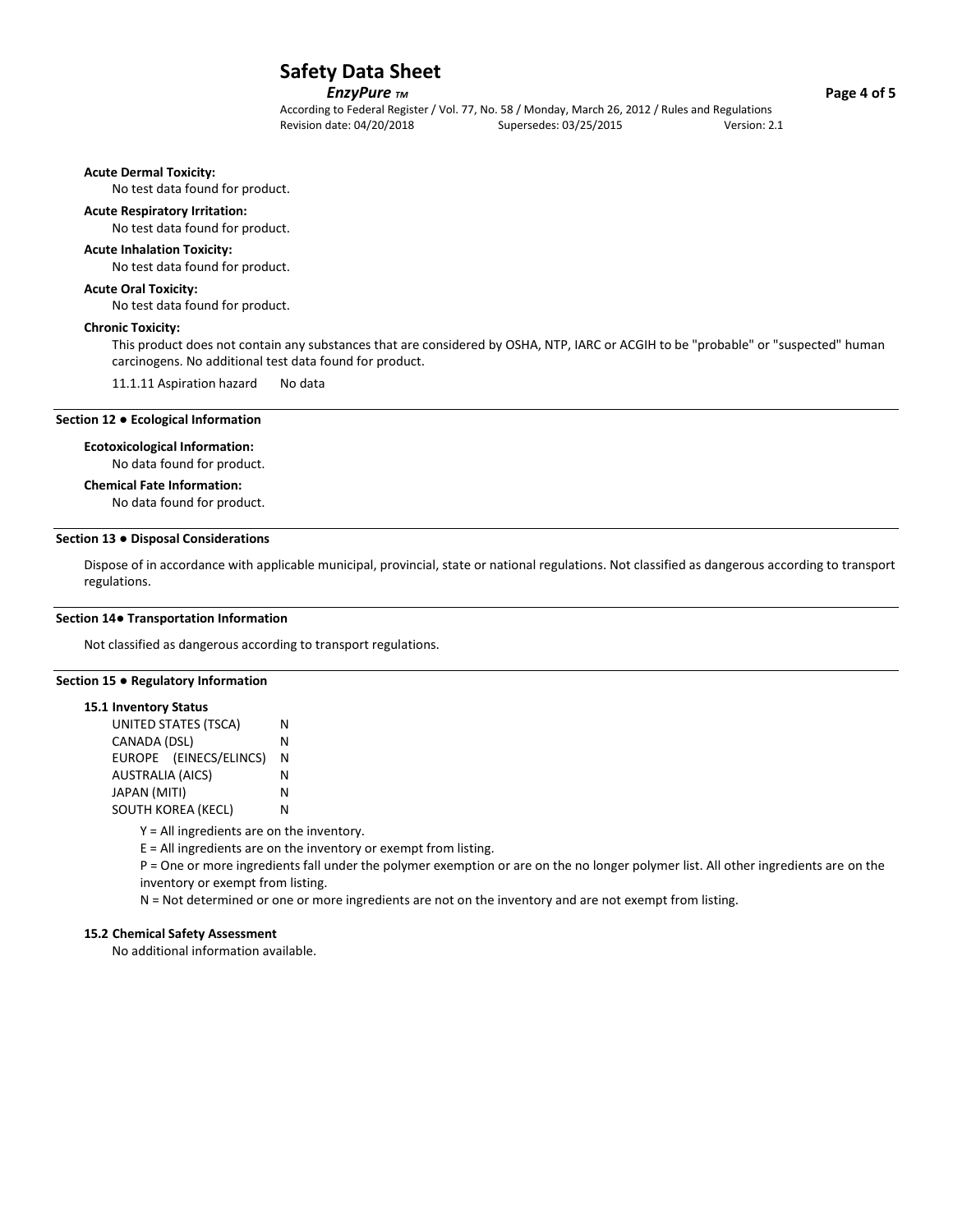**Acute Dermal Toxicity:**

No test data found for product.

**Acute Respiratory Irritation:**

No test data found for product.

**Acute Inhalation Toxicity:**

No test data found for product.

**Acute Oral Toxicity:**

No test data found for product.

**Chronic Toxicity:**

This product does not contain any substances that are considered by OSHA, NTP, IARC or ACGIH to be "probable" or "suspected" human carcinogens. No additional test data found for product.

11.1.11 Aspiration hazard No data

## Section 12 ● Ecological Information

**Ecotoxicological Information:**

No data found for product.

**Chemical Fate Information:**

No data found for product.

## Section 13 ● Disposal Considerations

Dispose of in accordance with applicable municipal, provincial, state or national regulations. Not classified as dangerous according to transport regulations.

## Section 14● Transportation Information

Not classified as dangerous according to transport regulations.

## Section 15 ● Regulatory Information

**15.1 Inventory Status**

| | |
|---|---|
| UNITED STATES (TSCA) | N |
| CANADA (DSL) | N |
| EUROPE (EINECS/ELINCS) | N |
| AUSTRALIA (AICS) | N |
| JAPAN (MITI) | N |
| SOUTH KOREA (KECL) | N |

Y = All ingredients are on the inventory.

E = All ingredients are on the inventory or exempt from listing.

P = One or more ingredients fall under the polymer exemption or are on the no longer polymer list. All other ingredients are on the inventory or exempt from listing.

N = Not determined or one or more ingredients are not on the inventory and are not exempt from listing.

**15.2 Chemical Safety Assessment**

No additional information available.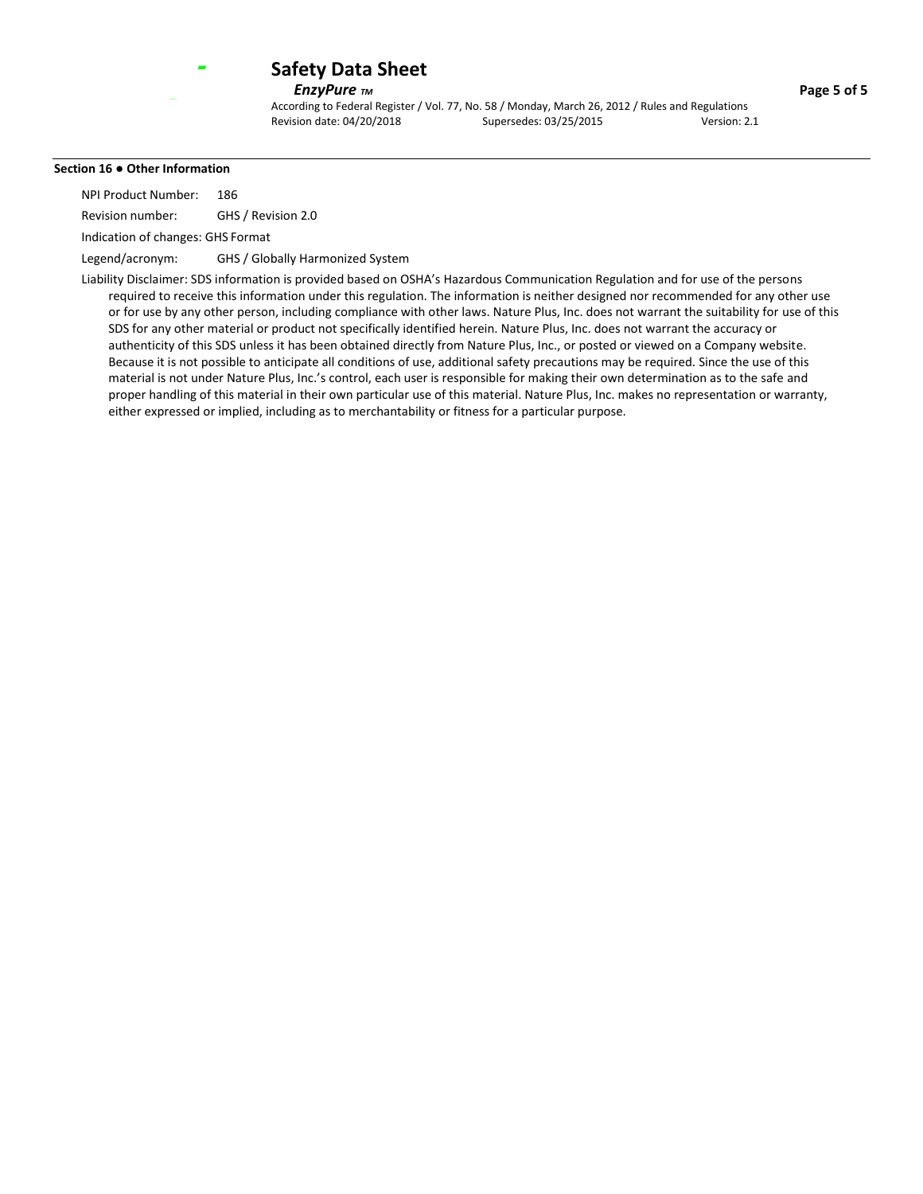## Section 16 ● Other Information

NPI Product Number: 186

Revision number: GHS / Revision 2.0

Indication of changes: GHS Format

Legend/acronym: GHS / Globally Harmonized System

Liability Disclaimer: SDS information is provided based on OSHA's Hazardous Communication Regulation and for use of the persons required to receive this information under this regulation. The information is neither designed nor recommended for any other use or for use by any other person, including compliance with other laws. Nature Plus, Inc. does not warrant the suitability for use of this SDS for any other material or product not specifically identified herein. Nature Plus, Inc. does not warrant the accuracy or authenticity of this SDS unless it has been obtained directly from Nature Plus, Inc., or posted or viewed on a Company website. Because it is not possible to anticipate all conditions of use, additional safety precautions may be required. Since the use of this material is not under Nature Plus, Inc.'s control, each user is responsible for making their own determination as to the safe and proper handling of this material in their own particular use of this material. Nature Plus, Inc. makes no representation or warranty, either expressed or implied, including as to merchantability or fitness for a particular purpose.